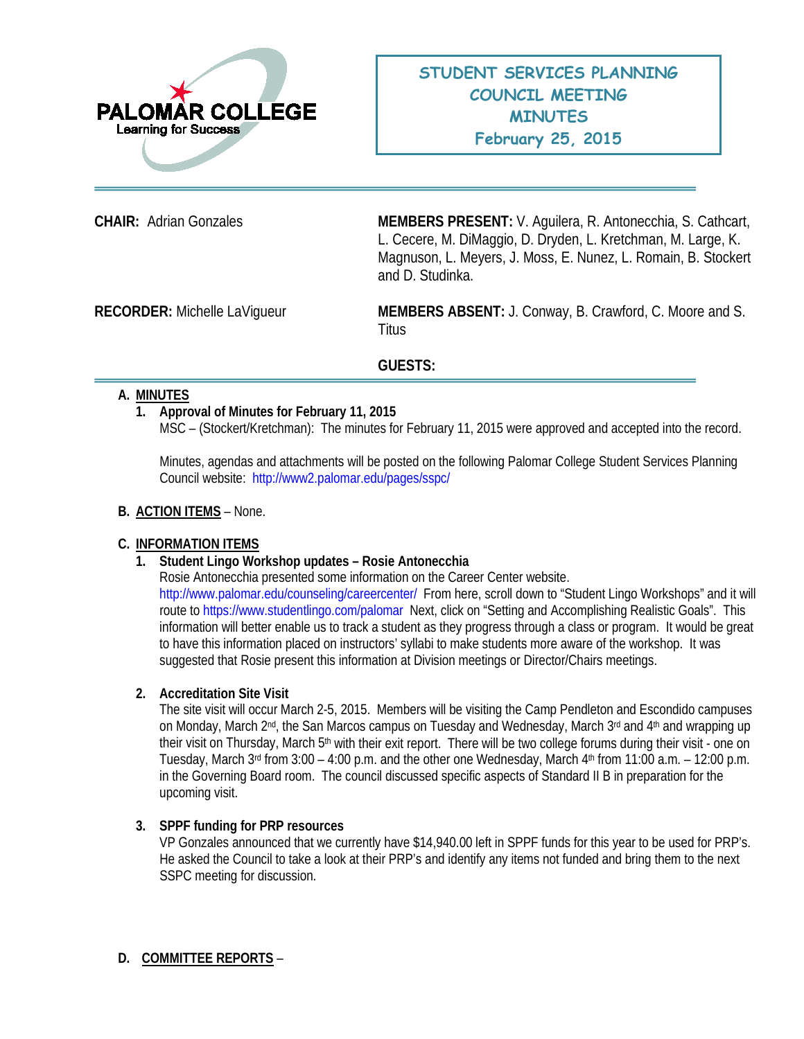**PALOMAR COLLEGE**
Learning for Success

# STUDENT SERVICES PLANNING COUNCIL MEETING MINUTES
## February 25, 2015

**CHAIR:** Adrian Gonzales

**MEMBERS PRESENT:** V. Aguilera, R. Antonecchia, S. Cathcart, L. Cecere, M. DiMaggio, D. Dryden, L. Kretchman, M. Large, K. Magnuson, L. Meyers, J. Moss, E. Nunez, L. Romain, B. Stockert and D. Studinka.

**RECORDER:** Michelle LaVigueur

**MEMBERS ABSENT:** J. Conway, B. Crawford, C. Moore and S. Titus

**GUESTS:**

**A. MINUTES**

1. **Approval of Minutes for February 11, 2015**
   MSC – (Stockert/Kretchman): The minutes for February 11, 2015 were approved and accepted into the record.

   Minutes, agendas and attachments will be posted on the following Palomar College Student Services Planning Council website: http://www2.palomar.edu/pages/sspc/

**B. ACTION ITEMS** – None.

**C. INFORMATION ITEMS**

1. **Student Lingo Workshop updates – Rosie Antonecchia**
   Rosie Antonecchia presented some information on the Career Center website. http://www.palomar.edu/counseling/careercenter/ From here, scroll down to "Student Lingo Workshops" and it will route to https://www.studentlingo.com/palomar Next, click on "Setting and Accomplishing Realistic Goals". This information will better enable us to track a student as they progress through a class or program. It would be great to have this information placed on instructors' syllabi to make students more aware of the workshop. It was suggested that Rosie present this information at Division meetings or Director/Chairs meetings.

2. **Accreditation Site Visit**
   The site visit will occur March 2-5, 2015. Members will be visiting the Camp Pendleton and Escondido campuses on Monday, March 2nd, the San Marcos campus on Tuesday and Wednesday, March 3rd and 4th and wrapping up their visit on Thursday, March 5th with their exit report. There will be two college forums during their visit - one on Tuesday, March 3rd from 3:00 – 4:00 p.m. and the other one Wednesday, March 4th from 11:00 a.m. – 12:00 p.m. in the Governing Board room. The council discussed specific aspects of Standard II B in preparation for the upcoming visit.

3. **SPPF funding for PRP resources**
   VP Gonzales announced that we currently have $14,940.00 left in SPPF funds for this year to be used for PRP's. He asked the Council to take a look at their PRP's and identify any items not funded and bring them to the next SSPC meeting for discussion.

**D. COMMITTEE REPORTS** –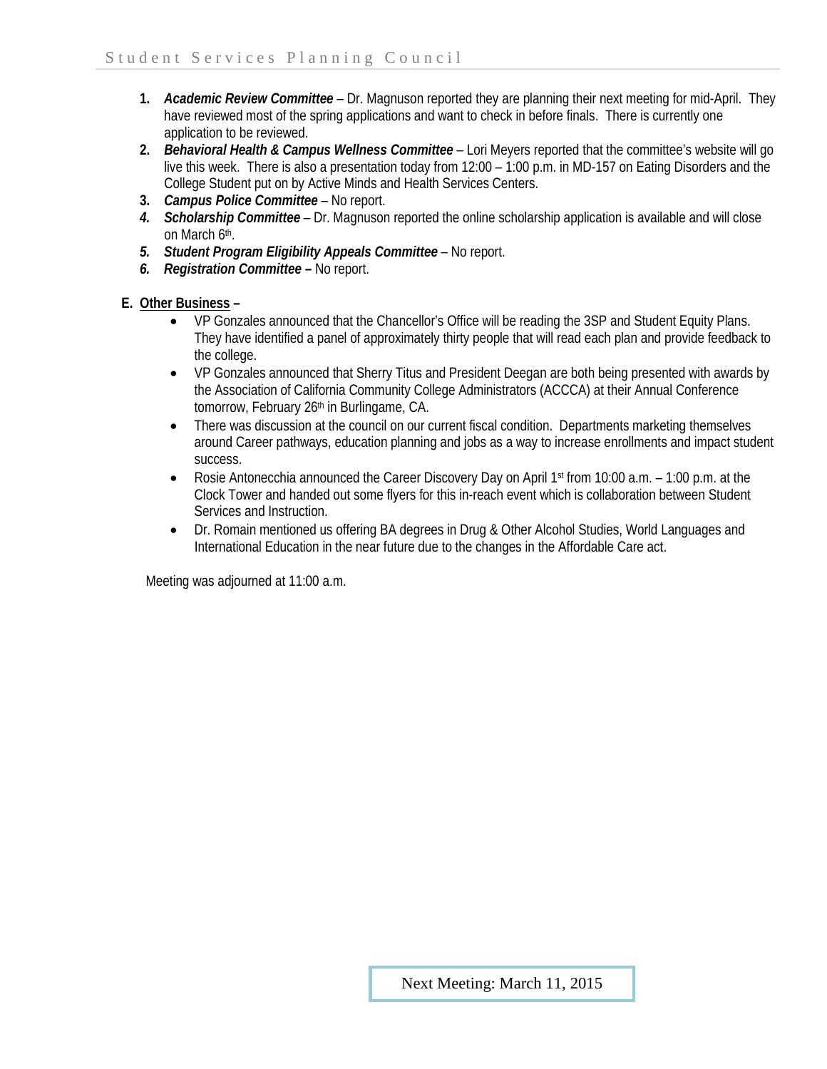1. ***Academic Review Committee*** – Dr. Magnuson reported they are planning their next meeting for mid-April. They have reviewed most of the spring applications and want to check in before finals. There is currently one application to be reviewed.
2. ***Behavioral Health & Campus Wellness Committee*** – Lori Meyers reported that the committee's website will go live this week. There is also a presentation today from 12:00 – 1:00 p.m. in MD-157 on Eating Disorders and the College Student put on by Active Minds and Health Services Centers.
3. ***Campus Police Committee*** – No report.
4. ***Scholarship Committee*** – Dr. Magnuson reported the online scholarship application is available and will close on March 6th.
5. ***Student Program Eligibility Appeals Committee*** – No report.
6. ***Registration Committee –*** No report.

**E. Other Business –**

- VP Gonzales announced that the Chancellor's Office will be reading the 3SP and Student Equity Plans. They have identified a panel of approximately thirty people that will read each plan and provide feedback to the college.
- VP Gonzales announced that Sherry Titus and President Deegan are both being presented with awards by the Association of California Community College Administrators (ACCCA) at their Annual Conference tomorrow, February 26th in Burlingame, CA.
- There was discussion at the council on our current fiscal condition. Departments marketing themselves around Career pathways, education planning and jobs as a way to increase enrollments and impact student success.
- Rosie Antonecchia announced the Career Discovery Day on April 1st from 10:00 a.m. – 1:00 p.m. at the Clock Tower and handed out some flyers for this in-reach event which is collaboration between Student Services and Instruction.
- Dr. Romain mentioned us offering BA degrees in Drug & Other Alcohol Studies, World Languages and International Education in the near future due to the changes in the Affordable Care act.

Meeting was adjourned at 11:00 a.m.

Next Meeting: March 11, 2015